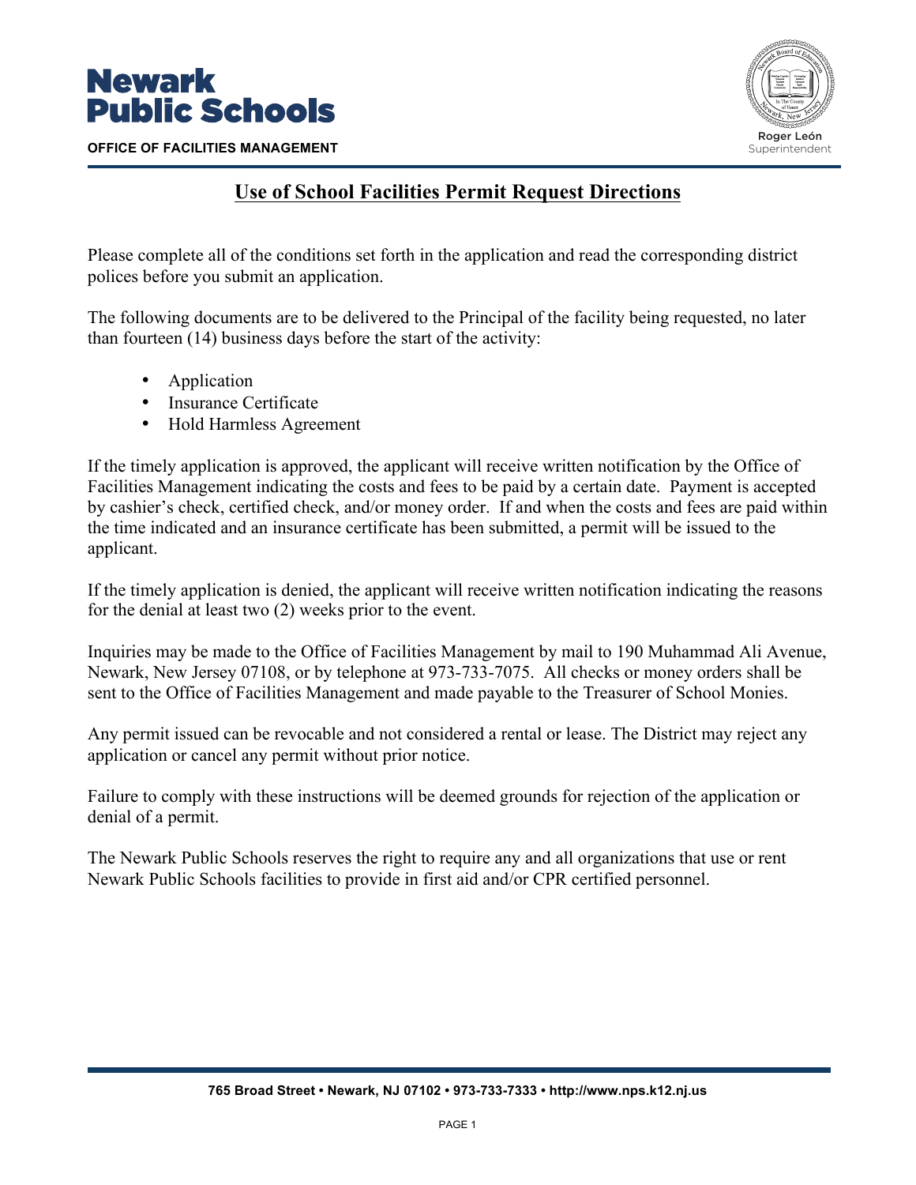# Newark Public Schools

**OFFICE OF FACILITIES MANAGEMENT**

Roger León
Superintendent

## Use of School Facilities Permit Request Directions

Please complete all of the conditions set forth in the application and read the corresponding district polices before you submit an application.

The following documents are to be delivered to the Principal of the facility being requested, no later than fourteen (14) business days before the start of the activity:

- Application
- Insurance Certificate
- Hold Harmless Agreement

If the timely application is approved, the applicant will receive written notification by the Office of Facilities Management indicating the costs and fees to be paid by a certain date. Payment is accepted by cashier's check, certified check, and/or money order. If and when the costs and fees are paid within the time indicated and an insurance certificate has been submitted, a permit will be issued to the applicant.

If the timely application is denied, the applicant will receive written notification indicating the reasons for the denial at least two (2) weeks prior to the event.

Inquiries may be made to the Office of Facilities Management by mail to 190 Muhammad Ali Avenue, Newark, New Jersey 07108, or by telephone at 973-733-7075. All checks or money orders shall be sent to the Office of Facilities Management and made payable to the Treasurer of School Monies.

Any permit issued can be revocable and not considered a rental or lease. The District may reject any application or cancel any permit without prior notice.

Failure to comply with these instructions will be deemed grounds for rejection of the application or denial of a permit.

The Newark Public Schools reserves the right to require any and all organizations that use or rent Newark Public Schools facilities to provide in first aid and/or CPR certified personnel.

**765 Broad Street • Newark, NJ 07102 • 973-733-7333 • http://www.nps.k12.nj.us**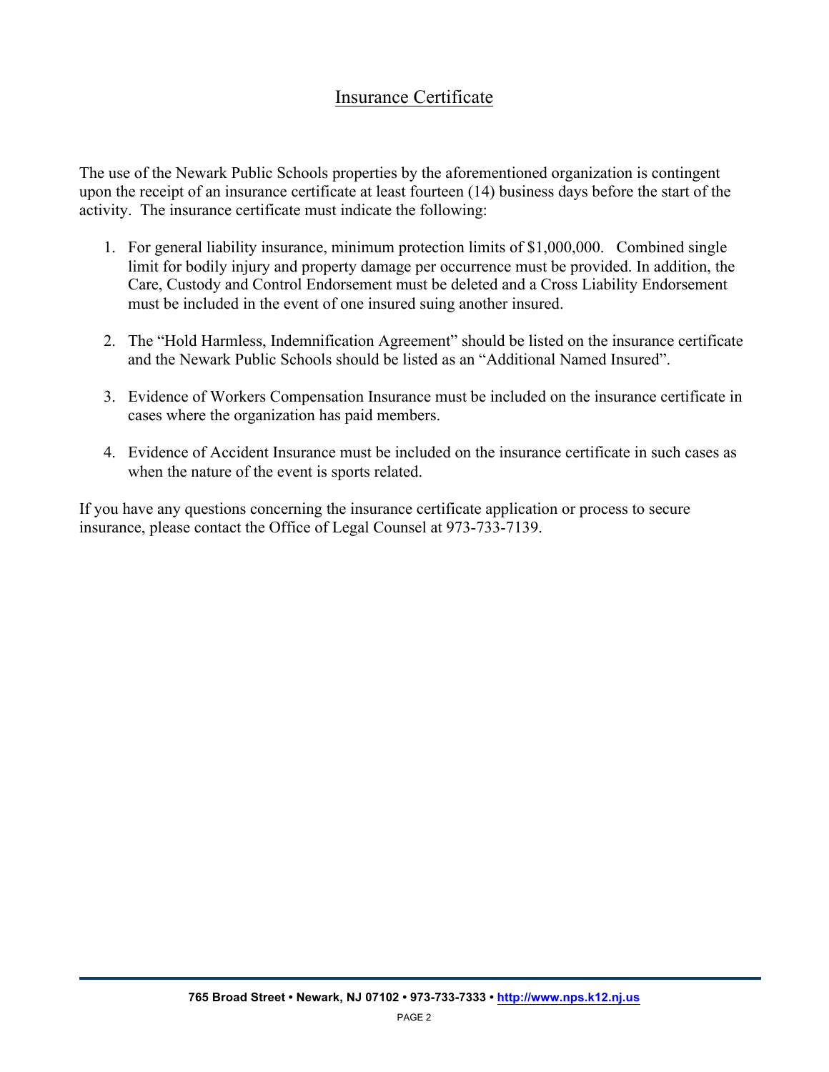## Insurance Certificate

The use of the Newark Public Schools properties by the aforementioned organization is contingent upon the receipt of an insurance certificate at least fourteen (14) business days before the start of the activity. The insurance certificate must indicate the following:

1. For general liability insurance, minimum protection limits of $1,000,000. Combined single limit for bodily injury and property damage per occurrence must be provided. In addition, the Care, Custody and Control Endorsement must be deleted and a Cross Liability Endorsement must be included in the event of one insured suing another insured.

2. The "Hold Harmless, Indemnification Agreement" should be listed on the insurance certificate and the Newark Public Schools should be listed as an "Additional Named Insured".

3. Evidence of Workers Compensation Insurance must be included on the insurance certificate in cases where the organization has paid members.

4. Evidence of Accident Insurance must be included on the insurance certificate in such cases as when the nature of the event is sports related.

If you have any questions concerning the insurance certificate application or process to secure insurance, please contact the Office of Legal Counsel at 973-733-7139.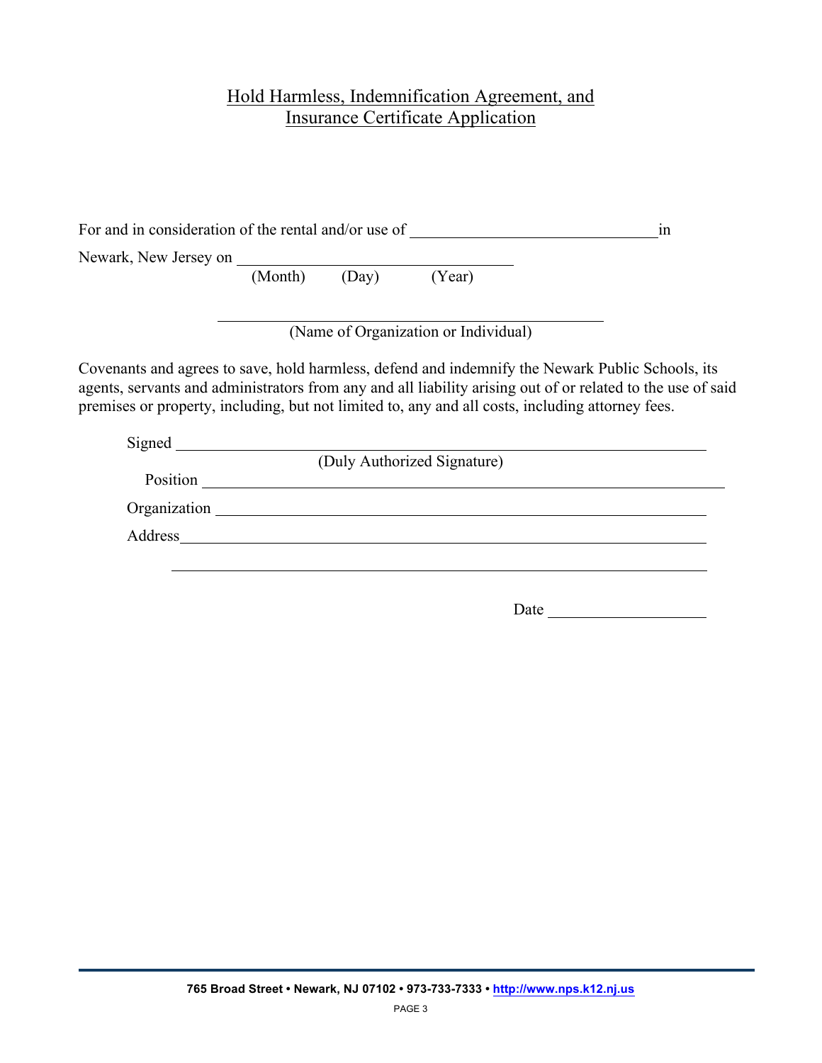# Hold Harmless, Indemnification Agreement, and Insurance Certificate Application

For and in consideration of the rental and/or use of ______________________________ in

Newark, New Jersey on ______________________________
(Month) (Day) (Year)

______________________________________________
(Name of Organization or Individual)

Covenants and agrees to save, hold harmless, defend and indemnify the Newark Public Schools, its agents, servants and administrators from any and all liability arising out of or related to the use of said premises or property, including, but not limited to, any and all costs, including attorney fees.

Signed ______________________________________________
(Duly Authorized Signature)

Position ______________________________________________

Organization ______________________________________________

Address ______________________________________________

______________________________________________

Date ____________________

765 Broad Street • Newark, NJ 07102 • 973-733-7333 • http://www.nps.k12.nj.us